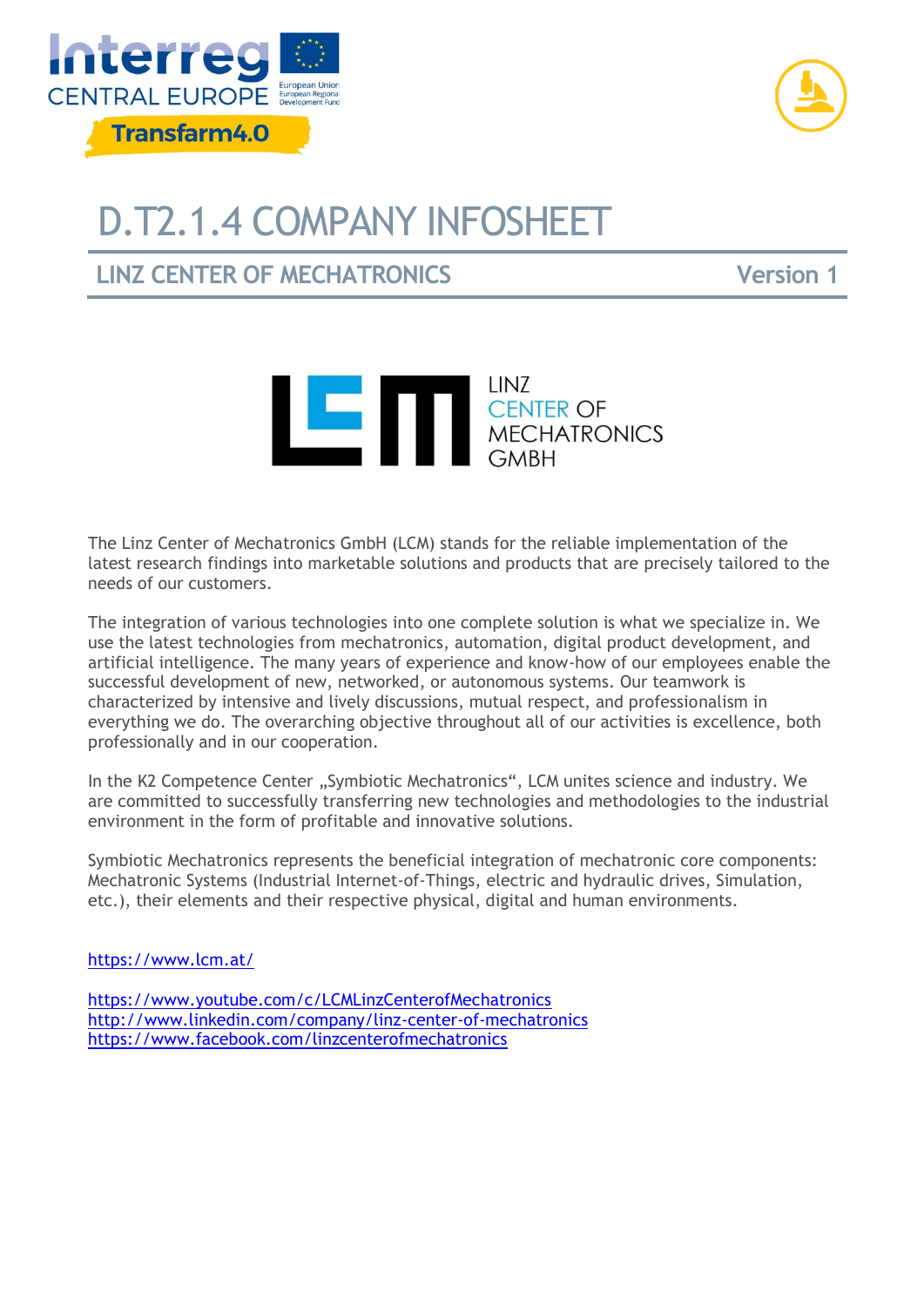# D.T2.1.4 COMPANY INFOSHEET

## LINZ CENTER OF MECHATRONICS — Version 1

The Linz Center of Mechatronics GmbH (LCM) stands for the reliable implementation of the latest research findings into marketable solutions and products that are precisely tailored to the needs of our customers.

The integration of various technologies into one complete solution is what we specialize in. We use the latest technologies from mechatronics, automation, digital product development, and artificial intelligence. The many years of experience and know-how of our employees enable the successful development of new, networked, or autonomous systems. Our teamwork is characterized by intensive and lively discussions, mutual respect, and professionalism in everything we do. The overarching objective throughout all of our activities is excellence, both professionally and in our cooperation.

In the K2 Competence Center „Symbiotic Mechatronics", LCM unites science and industry. We are committed to successfully transferring new technologies and methodologies to the industrial environment in the form of profitable and innovative solutions.

Symbiotic Mechatronics represents the beneficial integration of mechatronic core components: Mechatronic Systems (Industrial Internet-of-Things, electric and hydraulic drives, Simulation, etc.), their elements and their respective physical, digital and human environments.

https://www.lcm.at/

https://www.youtube.com/c/LCMLinzCenterofMechatronics
http://www.linkedin.com/company/linz-center-of-mechatronics
https://www.facebook.com/linzcenterofmechatronics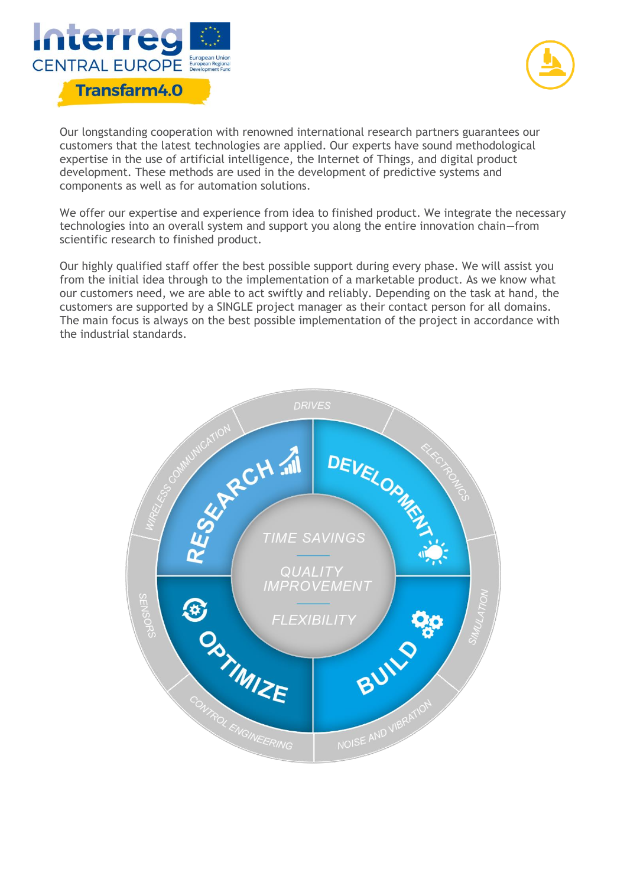Our longstanding cooperation with renowned international research partners guarantees our customers that the latest technologies are applied. Our experts have sound methodological expertise in the use of artificial intelligence, the Internet of Things, and digital product development. These methods are used in the development of predictive systems and components as well as for automation solutions.

We offer our expertise and experience from idea to finished product. We integrate the necessary technologies into an overall system and support you along the entire innovation chain—from scientific research to finished product.

Our highly qualified staff offer the best possible support during every phase. We will assist you from the initial idea through to the implementation of a marketable product. As we know what our customers need, we are able to act swiftly and reliably. Depending on the task at hand, the customers are supported by a SINGLE project manager as their contact person for all domains. The main focus is always on the best possible implementation of the project in accordance with the industrial standards.

DRIVES
ELECTRONICS
SIMULATION
NOISE AND VIBRATION
CONTROL ENGINEERING
SENSORS
WIRELESS COMMUNICATION
RESEARCH
DEVELOPMENT
BUILD
OPTIMIZE
TIME SAVINGS
QUALITY IMPROVEMENT
FLEXIBILITY